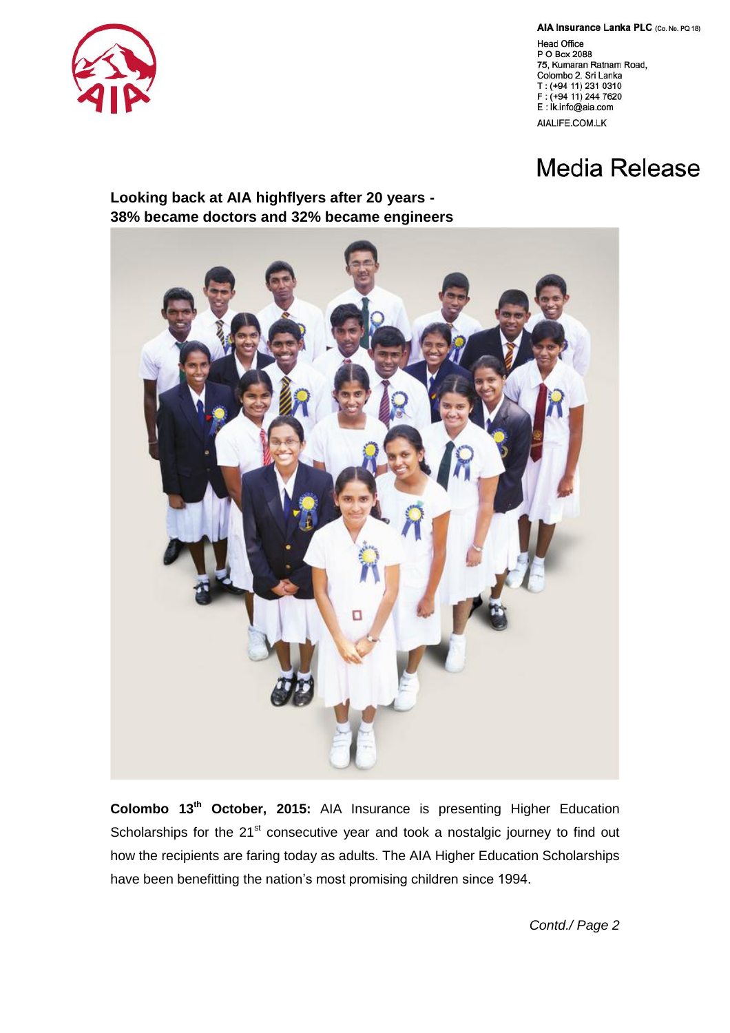**AIA Insurance Lanka PLC** (Co. No. PQ 18)

Head Office
P O Box 2088
75, Kumaran Ratnam Road,
Colombo 2. Sri Lanka
T : (+94 11) 231 0310
F : (+94 11) 244 7620
E : lk.info@aia.com

AIALIFE.COM.LK

# Media Release

## Looking back at AIA highflyers after 20 years - 38% became doctors and 32% became engineers

**Colombo 13th October, 2015:** AIA Insurance is presenting Higher Education Scholarships for the 21st consecutive year and took a nostalgic journey to find out how the recipients are faring today as adults. The AIA Higher Education Scholarships have been benefitting the nation's most promising children since 1994.

*Contd./ Page 2*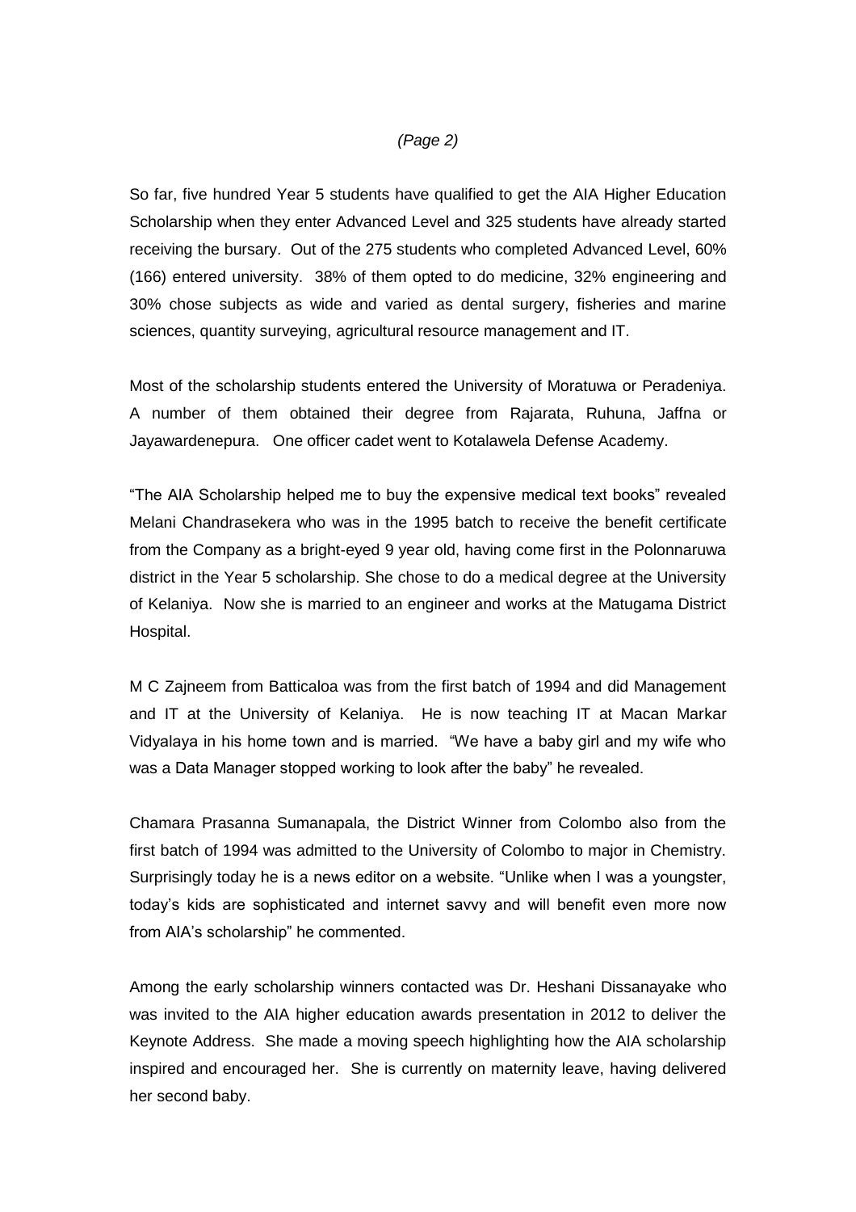So far, five hundred Year 5 students have qualified to get the AIA Higher Education Scholarship when they enter Advanced Level and 325 students have already started receiving the bursary. Out of the 275 students who completed Advanced Level, 60% (166) entered university. 38% of them opted to do medicine, 32% engineering and 30% chose subjects as wide and varied as dental surgery, fisheries and marine sciences, quantity surveying, agricultural resource management and IT.

Most of the scholarship students entered the University of Moratuwa or Peradeniya. A number of them obtained their degree from Rajarata, Ruhuna, Jaffna or Jayawardenepura. One officer cadet went to Kotalawela Defense Academy.

"The AIA Scholarship helped me to buy the expensive medical text books" revealed Melani Chandrasekera who was in the 1995 batch to receive the benefit certificate from the Company as a bright-eyed 9 year old, having come first in the Polonnaruwa district in the Year 5 scholarship. She chose to do a medical degree at the University of Kelaniya. Now she is married to an engineer and works at the Matugama District Hospital.

M C Zajneem from Batticaloa was from the first batch of 1994 and did Management and IT at the University of Kelaniya. He is now teaching IT at Macan Markar Vidyalaya in his home town and is married. "We have a baby girl and my wife who was a Data Manager stopped working to look after the baby" he revealed.

Chamara Prasanna Sumanapala, the District Winner from Colombo also from the first batch of 1994 was admitted to the University of Colombo to major in Chemistry. Surprisingly today he is a news editor on a website. "Unlike when I was a youngster, today's kids are sophisticated and internet savvy and will benefit even more now from AIA's scholarship" he commented.

Among the early scholarship winners contacted was Dr. Heshani Dissanayake who was invited to the AIA higher education awards presentation in 2012 to deliver the Keynote Address. She made a moving speech highlighting how the AIA scholarship inspired and encouraged her. She is currently on maternity leave, having delivered her second baby.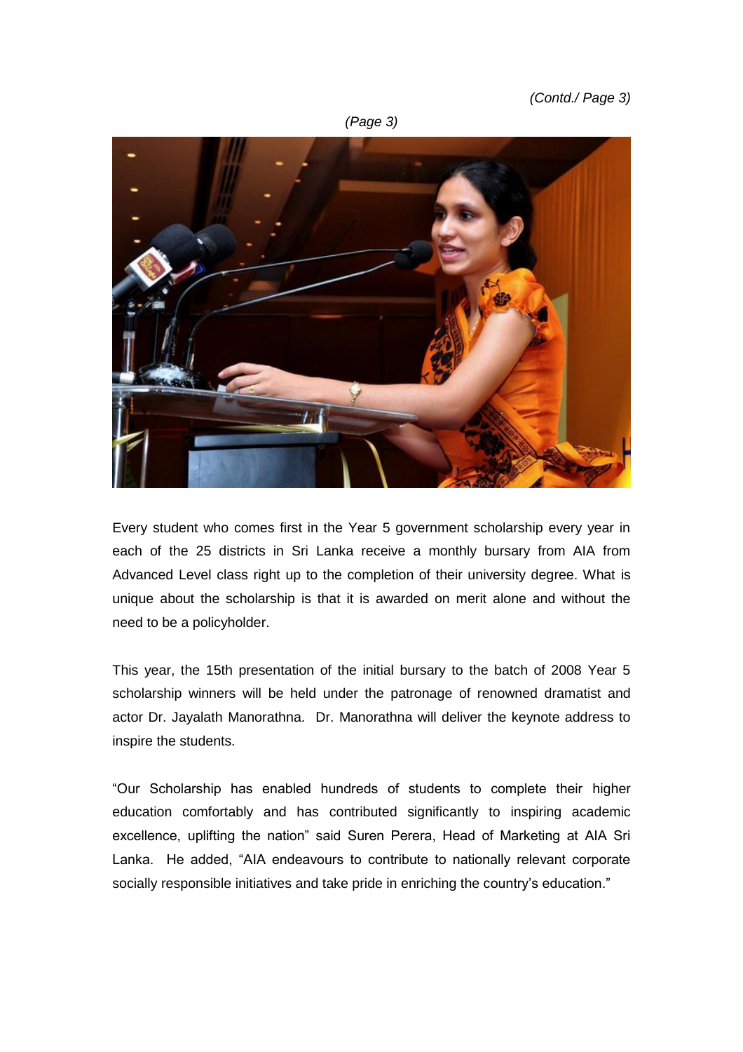*(Contd./ Page 3)*

*(Page 3)*

Every student who comes first in the Year 5 government scholarship every year in each of the 25 districts in Sri Lanka receive a monthly bursary from AIA from Advanced Level class right up to the completion of their university degree. What is unique about the scholarship is that it is awarded on merit alone and without the need to be a policyholder.

This year, the 15th presentation of the initial bursary to the batch of 2008 Year 5 scholarship winners will be held under the patronage of renowned dramatist and actor Dr. Jayalath Manorathna. Dr. Manorathna will deliver the keynote address to inspire the students.

"Our Scholarship has enabled hundreds of students to complete their higher education comfortably and has contributed significantly to inspiring academic excellence, uplifting the nation" said Suren Perera, Head of Marketing at AIA Sri Lanka. He added, "AIA endeavours to contribute to nationally relevant corporate socially responsible initiatives and take pride in enriching the country's education."